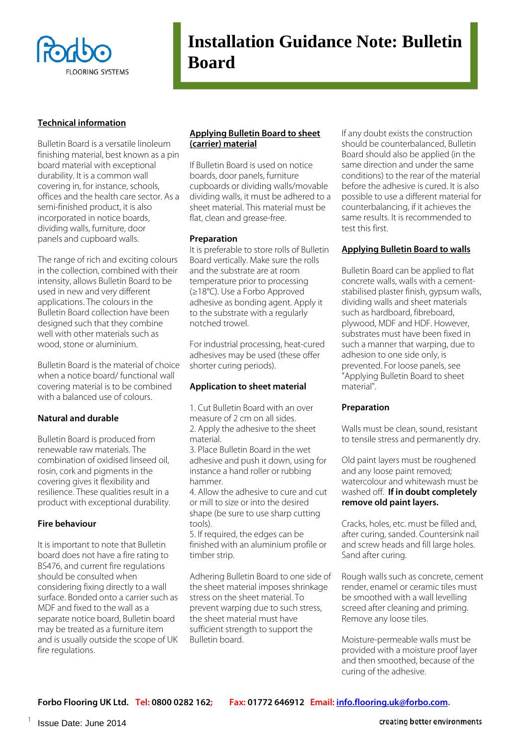# Installation Guidance Note: Bulletin Board

## Technical information

Bulletin Board is a versatile linoleum finishing material, best known as a pin board material with exceptional durability. It is a common wall covering in, for instance, schools, offices and the health care sector. As a semi-finished product, it is also incorporated in notice boards, dividing walls, furniture, door panels and cupboard walls.

The range of rich and exciting colours in the collection, combined with their intensity, allows Bulletin Board to be used in new and very different applications. The colours in the Bulletin Board collection have been designed such that they combine well with other materials such as wood, stone or aluminium.

Bulletin Board is the material of choice when a notice board/ functional wall covering material is to be combined with a balanced use of colours.

### Natural and durable

Bulletin Board is produced from renewable raw materials. The combination of oxidised linseed oil, rosin, cork and pigments in the covering gives it flexibility and resilience. These qualities result in a product with exceptional durability.

### Fire behaviour

It is important to note that Bulletin board does not have a fire rating to BS476, and current fire regulations should be consulted when considering fixing directly to a wall surface. Bonded onto a carrier such as MDF and fixed to the wall as a separate notice board, Bulletin board may be treated as a furniture item and is usually outside the scope of UK fire regulations.

## Applying Bulletin Board to sheet (carrier) material

If Bulletin Board is used on notice boards, door panels, furniture cupboards or dividing walls/movable dividing walls, it must be adhered to a sheet material. This material must be flat, clean and grease-free.

### Preparation

It is preferable to store rolls of Bulletin Board vertically. Make sure the rolls and the substrate are at room temperature prior to processing (≥18°C). Use a Forbo Approved adhesive as bonding agent. Apply it to the substrate with a regularly notched trowel.

For industrial processing, heat-cured adhesives may be used (these offer shorter curing periods).

### Application to sheet material

1. Cut Bulletin Board with an over measure of 2 cm on all sides.
2. Apply the adhesive to the sheet material.
3. Place Bulletin Board in the wet adhesive and push it down, using for instance a hand roller or rubbing hammer.
4. Allow the adhesive to cure and cut or mill to size or into the desired shape (be sure to use sharp cutting tools).
5. If required, the edges can be finished with an aluminium profile or timber strip.

Adhering Bulletin Board to one side of the sheet material imposes shrinkage stress on the sheet material. To prevent warping due to such stress, the sheet material must have sufficient strength to support the Bulletin board.

If any doubt exists the construction should be counterbalanced, Bulletin Board should also be applied (in the same direction and under the same conditions) to the rear of the material before the adhesive is cured. It is also possible to use a different material for counterbalancing, if it achieves the same results. It is recommended to test this first.

## Applying Bulletin Board to walls

Bulletin Board can be applied to flat concrete walls, walls with a cement-stabilised plaster finish, gypsum walls, dividing walls and sheet materials such as hardboard, fibreboard, plywood, MDF and HDF. However, substrates must have been fixed in such a manner that warping, due to adhesion to one side only, is prevented. For loose panels, see "Applying Bulletin Board to sheet material".

### Preparation

Walls must be clean, sound, resistant to tensile stress and permanently dry.

Old paint layers must be roughened and any loose paint removed; watercolour and whitewash must be washed off. **If in doubt completely remove old paint layers.**

Cracks, holes, etc. must be filled and, after curing, sanded. Countersink nail and screw heads and fill large holes. Sand after curing.

Rough walls such as concrete, cement render, enamel or ceramic tiles must be smoothed with a wall levelling screed after cleaning and priming. Remove any loose tiles.

Moisture-permeable walls must be provided with a moisture proof layer and then smoothed, because of the curing of the adhesive.

**Forbo Flooring UK Ltd. Tel: 0800 0282 162; Fax: 01772 646912 Email: info.flooring.uk@forbo.com.**

Issue Date: June 2014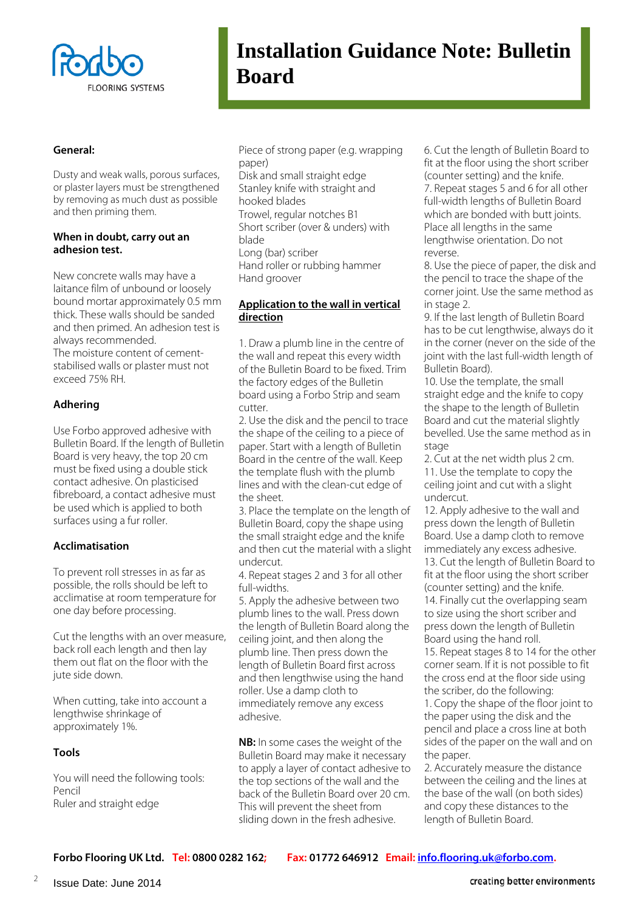# Installation Guidance Note: Bulletin Board

**General:**

Dusty and weak walls, porous surfaces, or plaster layers must be strengthened by removing as much dust as possible and then priming them.

**When in doubt, carry out an adhesion test.**

New concrete walls may have a laitance film of unbound or loosely bound mortar approximately 0.5 mm thick. These walls should be sanded and then primed. An adhesion test is always recommended.
The moisture content of cement-stabilised walls or plaster must not exceed 75% RH.

**Adhering**

Use Forbo approved adhesive with Bulletin Board. If the length of Bulletin Board is very heavy, the top 20 cm must be fixed using a double stick contact adhesive. On plasticised fibreboard, a contact adhesive must be used which is applied to both surfaces using a fur roller.

**Acclimatisation**

To prevent roll stresses in as far as possible, the rolls should be left to acclimatise at room temperature for one day before processing.

Cut the lengths with an over measure, back roll each length and then lay them out flat on the floor with the jute side down.

When cutting, take into account a lengthwise shrinkage of approximately 1%.

**Tools**

You will need the following tools:
Pencil
Ruler and straight edge
Piece of strong paper (e.g. wrapping paper)
Disk and small straight edge
Stanley knife with straight and hooked blades
Trowel, regular notches B1
Short scriber (over & unders) with blade
Long (bar) scriber
Hand roller or rubbing hammer
Hand groover

**Application to the wall in vertical direction**

1. Draw a plumb line in the centre of the wall and repeat this every width of the Bulletin Board to be fixed. Trim the factory edges of the Bulletin board using a Forbo Strip and seam cutter.
2. Use the disk and the pencil to trace the shape of the ceiling to a piece of paper. Start with a length of Bulletin Board in the centre of the wall. Keep the template flush with the plumb lines and with the clean-cut edge of the sheet.
3. Place the template on the length of Bulletin Board, copy the shape using the small straight edge and the knife and then cut the material with a slight undercut.
4. Repeat stages 2 and 3 for all other full-widths.
5. Apply the adhesive between two plumb lines to the wall. Press down the length of Bulletin Board along the ceiling joint, and then along the plumb line. Then press down the length of Bulletin Board first across and then lengthwise using the hand roller. Use a damp cloth to immediately remove any excess adhesive.

**NB:** In some cases the weight of the Bulletin Board may make it necessary to apply a layer of contact adhesive to the top sections of the wall and the back of the Bulletin Board over 20 cm. This will prevent the sheet from sliding down in the fresh adhesive.

6. Cut the length of Bulletin Board to fit at the floor using the short scriber (counter setting) and the knife.
7. Repeat stages 5 and 6 for all other full-width lengths of Bulletin Board which are bonded with butt joints. Place all lengths in the same lengthwise orientation. Do not reverse.
8. Use the piece of paper, the disk and the pencil to trace the shape of the corner joint. Use the same method as in stage 2.
9. If the last length of Bulletin Board has to be cut lengthwise, always do it in the corner (never on the side of the joint with the last full-width length of Bulletin Board).
10. Use the template, the small straight edge and the knife to copy the shape to the length of Bulletin Board and cut the material slightly bevelled. Use the same method as in stage
2. Cut at the net width plus 2 cm.
11. Use the template to copy the ceiling joint and cut with a slight undercut.
12. Apply adhesive to the wall and press down the length of Bulletin Board. Use a damp cloth to remove immediately any excess adhesive.
13. Cut the length of Bulletin Board to fit at the floor using the short scriber (counter setting) and the knife.
14. Finally cut the overlapping seam to size using the short scriber and press down the length of Bulletin Board using the hand roll.
15. Repeat stages 8 to 14 for the other corner seam. If it is not possible to fit the cross end at the floor side using the scriber, do the following:
1. Copy the shape of the floor joint to the paper using the disk and the pencil and place a cross line at both sides of the paper on the wall and on the paper.
2. Accurately measure the distance between the ceiling and the lines at the base of the wall (on both sides) and copy these distances to the length of Bulletin Board.

**Forbo Flooring UK Ltd.** Tel: **0800 0282 162**; Fax: **01772 646912** Email: info.flooring.uk@forbo.com.

Issue Date: June 2014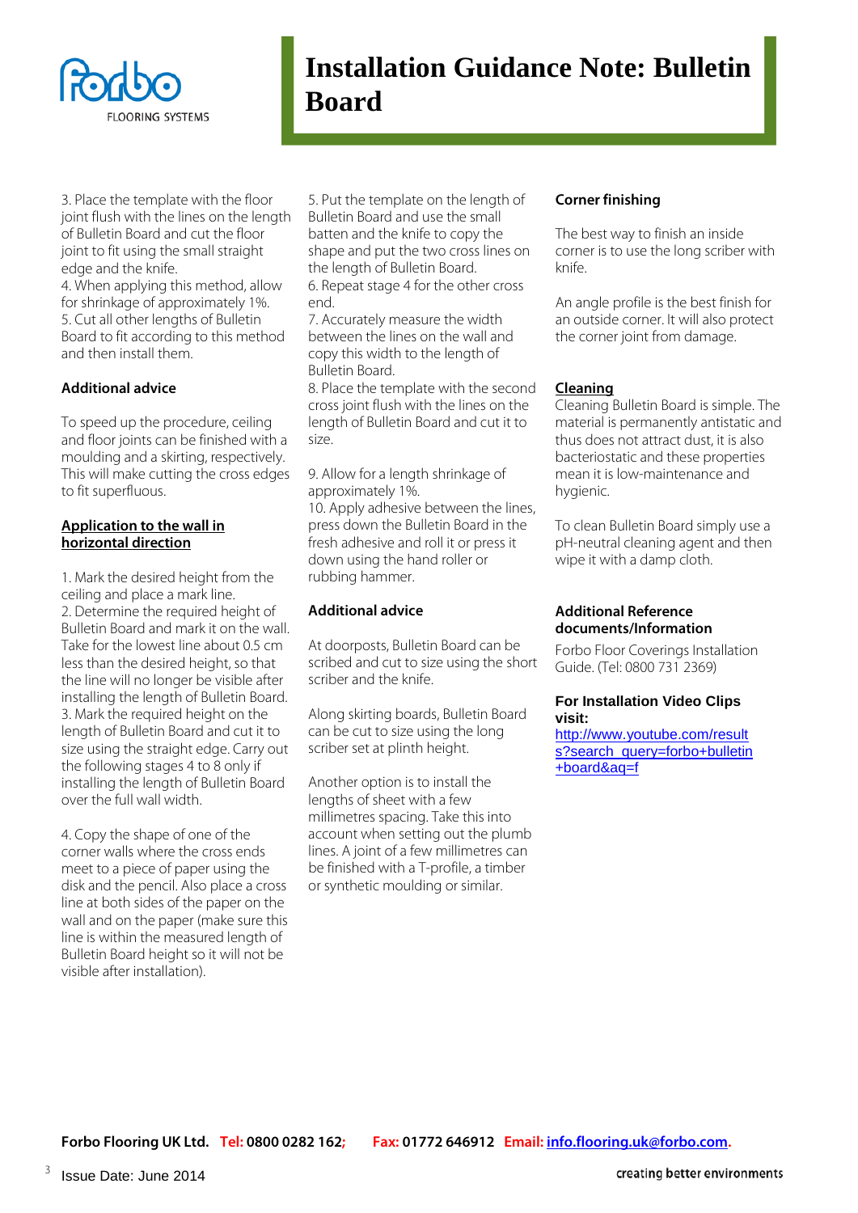# Installation Guidance Note: Bulletin Board

3. Place the template with the floor joint flush with the lines on the length of Bulletin Board and cut the floor joint to fit using the small straight edge and the knife.
4. When applying this method, allow for shrinkage of approximately 1%.
5. Cut all other lengths of Bulletin Board to fit according to this method and then install them.

**Additional advice**

To speed up the procedure, ceiling and floor joints can be finished with a moulding and a skirting, respectively. This will make cutting the cross edges to fit superfluous.

**Application to the wall in horizontal direction**

1. Mark the desired height from the ceiling and place a mark line.
2. Determine the required height of Bulletin Board and mark it on the wall. Take for the lowest line about 0.5 cm less than the desired height, so that the line will no longer be visible after installing the length of Bulletin Board.
3. Mark the required height on the length of Bulletin Board and cut it to size using the straight edge. Carry out the following stages 4 to 8 only if installing the length of Bulletin Board over the full wall width.

4. Copy the shape of one of the corner walls where the cross ends meet to a piece of paper using the disk and the pencil. Also place a cross line at both sides of the paper on the wall and on the paper (make sure this line is within the measured length of Bulletin Board height so it will not be visible after installation).

5. Put the template on the length of Bulletin Board and use the small batten and the knife to copy the shape and put the two cross lines on the length of Bulletin Board.
6. Repeat stage 4 for the other cross end.
7. Accurately measure the width between the lines on the wall and copy this width to the length of Bulletin Board.
8. Place the template with the second cross joint flush with the lines on the length of Bulletin Board and cut it to size.

9. Allow for a length shrinkage of approximately 1%.
10. Apply adhesive between the lines, press down the Bulletin Board in the fresh adhesive and roll it or press it down using the hand roller or rubbing hammer.

**Additional advice**

At doorposts, Bulletin Board can be scribed and cut to size using the short scriber and the knife.

Along skirting boards, Bulletin Board can be cut to size using the long scriber set at plinth height.

Another option is to install the lengths of sheet with a few millimetres spacing. Take this into account when setting out the plumb lines. A joint of a few millimetres can be finished with a T-profile, a timber or synthetic moulding or similar.

**Corner finishing**

The best way to finish an inside corner is to use the long scriber with knife.

An angle profile is the best finish for an outside corner. It will also protect the corner joint from damage.

**Cleaning**

Cleaning Bulletin Board is simple. The material is permanently antistatic and thus does not attract dust, it is also bacteriostatic and these properties mean it is low-maintenance and hygienic.

To clean Bulletin Board simply use a pH-neutral cleaning agent and then wipe it with a damp cloth.

**Additional Reference documents/Information**

Forbo Floor Coverings Installation Guide. (Tel: 0800 731 2369)

**For Installation Video Clips visit:**
http://www.youtube.com/results?search_query=forbo+bulletin+board&aq=f

**Forbo Flooring UK Ltd. Tel: 0800 0282 162; Fax: 01772 646912 Email: info.flooring.uk@forbo.com.**

Issue Date: June 2014

creating better environments